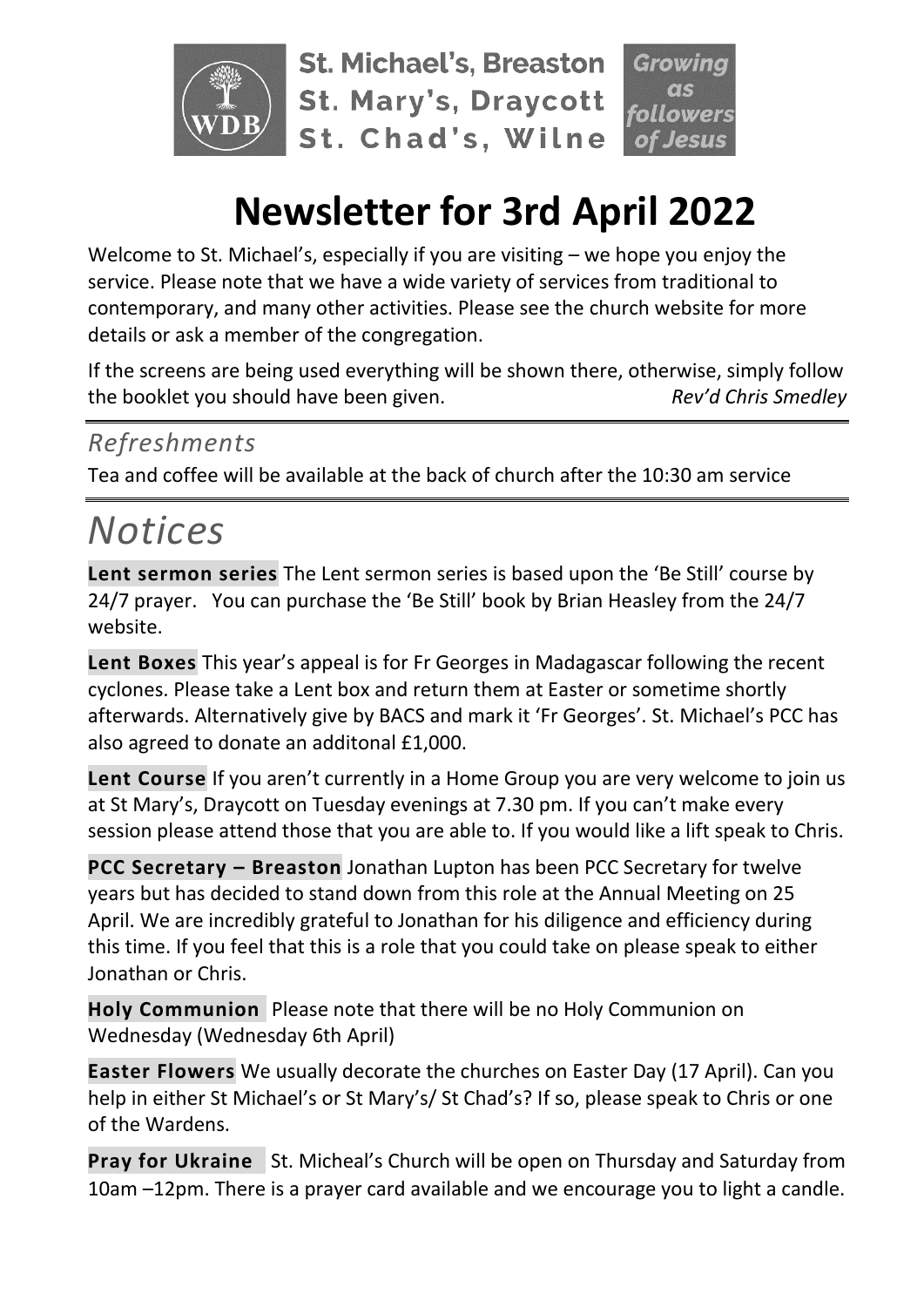St. Michael's, Breaston
St. Mary's, Draycott
St. Chad's, Wilne

Growing as followers of Jesus

# Newsletter for 3rd April 2022

Welcome to St. Michael's, especially if you are visiting – we hope you enjoy the service. Please note that we have a wide variety of services from traditional to contemporary, and many other activities. Please see the church website for more details or ask a member of the congregation.

If the screens are being used everything will be shown there, otherwise, simply follow the booklet you should have been given. *Rev'd Chris Smedley*

## *Refreshments*

Tea and coffee will be available at the back of church after the 10:30 am service

# *Notices*

**Lent sermon series** The Lent sermon series is based upon the 'Be Still' course by 24/7 prayer. You can purchase the 'Be Still' book by Brian Heasley from the 24/7 website.

**Lent Boxes** This year's appeal is for Fr Georges in Madagascar following the recent cyclones. Please take a Lent box and return them at Easter or sometime shortly afterwards. Alternatively give by BACS and mark it 'Fr Georges'. St. Michael's PCC has also agreed to donate an additonal £1,000.

**Lent Course** If you aren't currently in a Home Group you are very welcome to join us at St Mary's, Draycott on Tuesday evenings at 7.30 pm. If you can't make every session please attend those that you are able to. If you would like a lift speak to Chris.

**PCC Secretary – Breaston** Jonathan Lupton has been PCC Secretary for twelve years but has decided to stand down from this role at the Annual Meeting on 25 April. We are incredibly grateful to Jonathan for his diligence and efficiency during this time. If you feel that this is a role that you could take on please speak to either Jonathan or Chris.

**Holy Communion** Please note that there will be no Holy Communion on Wednesday (Wednesday 6th April)

**Easter Flowers** We usually decorate the churches on Easter Day (17 April). Can you help in either St Michael's or St Mary's/ St Chad's? If so, please speak to Chris or one of the Wardens.

**Pray for Ukraine** St. Micheal's Church will be open on Thursday and Saturday from 10am –12pm. There is a prayer card available and we encourage you to light a candle.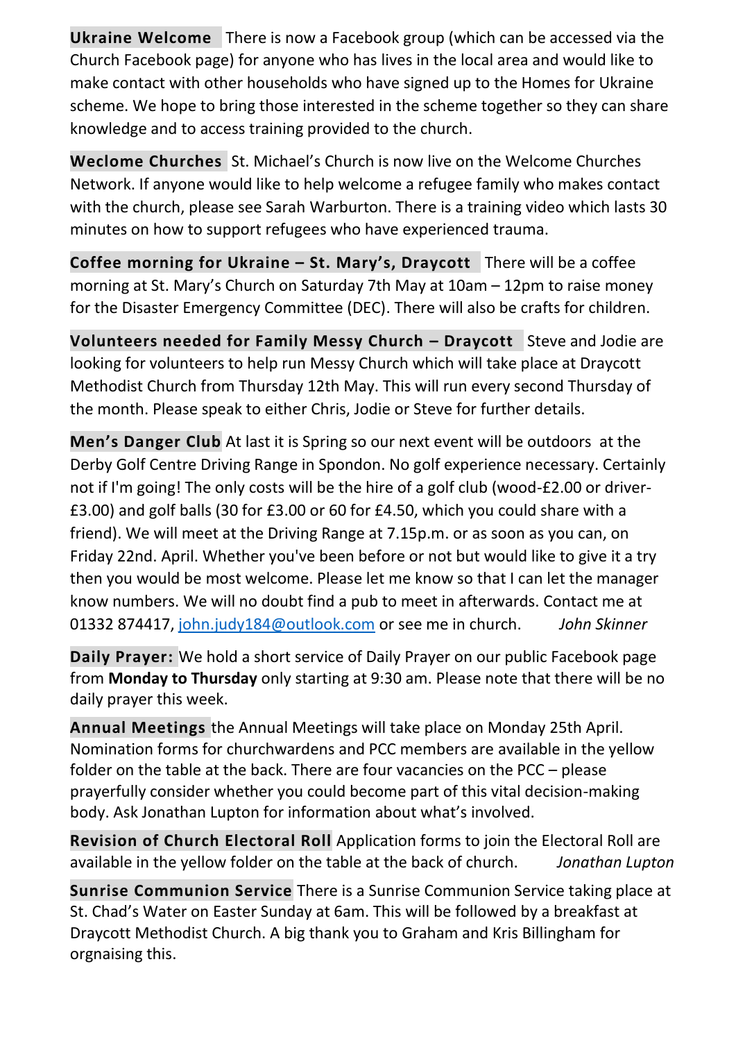**Ukraine Welcome** There is now a Facebook group (which can be accessed via the Church Facebook page) for anyone who has lives in the local area and would like to make contact with other households who have signed up to the Homes for Ukraine scheme. We hope to bring those interested in the scheme together so they can share knowledge and to access training provided to the church.

**Weclome Churches** St. Michael's Church is now live on the Welcome Churches Network. If anyone would like to help welcome a refugee family who makes contact with the church, please see Sarah Warburton. There is a training video which lasts 30 minutes on how to support refugees who have experienced trauma.

**Coffee morning for Ukraine – St. Mary's, Draycott** There will be a coffee morning at St. Mary's Church on Saturday 7th May at 10am – 12pm to raise money for the Disaster Emergency Committee (DEC). There will also be crafts for children.

**Volunteers needed for Family Messy Church – Draycott** Steve and Jodie are looking for volunteers to help run Messy Church which will take place at Draycott Methodist Church from Thursday 12th May. This will run every second Thursday of the month. Please speak to either Chris, Jodie or Steve for further details.

**Men's Danger Club** At last it is Spring so our next event will be outdoors at the Derby Golf Centre Driving Range in Spondon. No golf experience necessary. Certainly not if I'm going! The only costs will be the hire of a golf club (wood-£2.00 or driver-£3.00) and golf balls (30 for £3.00 or 60 for £4.50, which you could share with a friend). We will meet at the Driving Range at 7.15p.m. or as soon as you can, on Friday 22nd. April. Whether you've been before or not but would like to give it a try then you would be most welcome. Please let me know so that I can let the manager know numbers. We will no doubt find a pub to meet in afterwards. Contact me at 01332 874417, john.judy184@outlook.com or see me in church. *John Skinner*

**Daily Prayer:** We hold a short service of Daily Prayer on our public Facebook page from **Monday to Thursday** only starting at 9:30 am. Please note that there will be no daily prayer this week.

**Annual Meetings** the Annual Meetings will take place on Monday 25th April. Nomination forms for churchwardens and PCC members are available in the yellow folder on the table at the back. There are four vacancies on the PCC – please prayerfully consider whether you could become part of this vital decision-making body. Ask Jonathan Lupton for information about what's involved.

**Revision of Church Electoral Roll** Application forms to join the Electoral Roll are available in the yellow folder on the table at the back of church. *Jonathan Lupton*

**Sunrise Communion Service** There is a Sunrise Communion Service taking place at St. Chad's Water on Easter Sunday at 6am. This will be followed by a breakfast at Draycott Methodist Church. A big thank you to Graham and Kris Billingham for orgnaising this.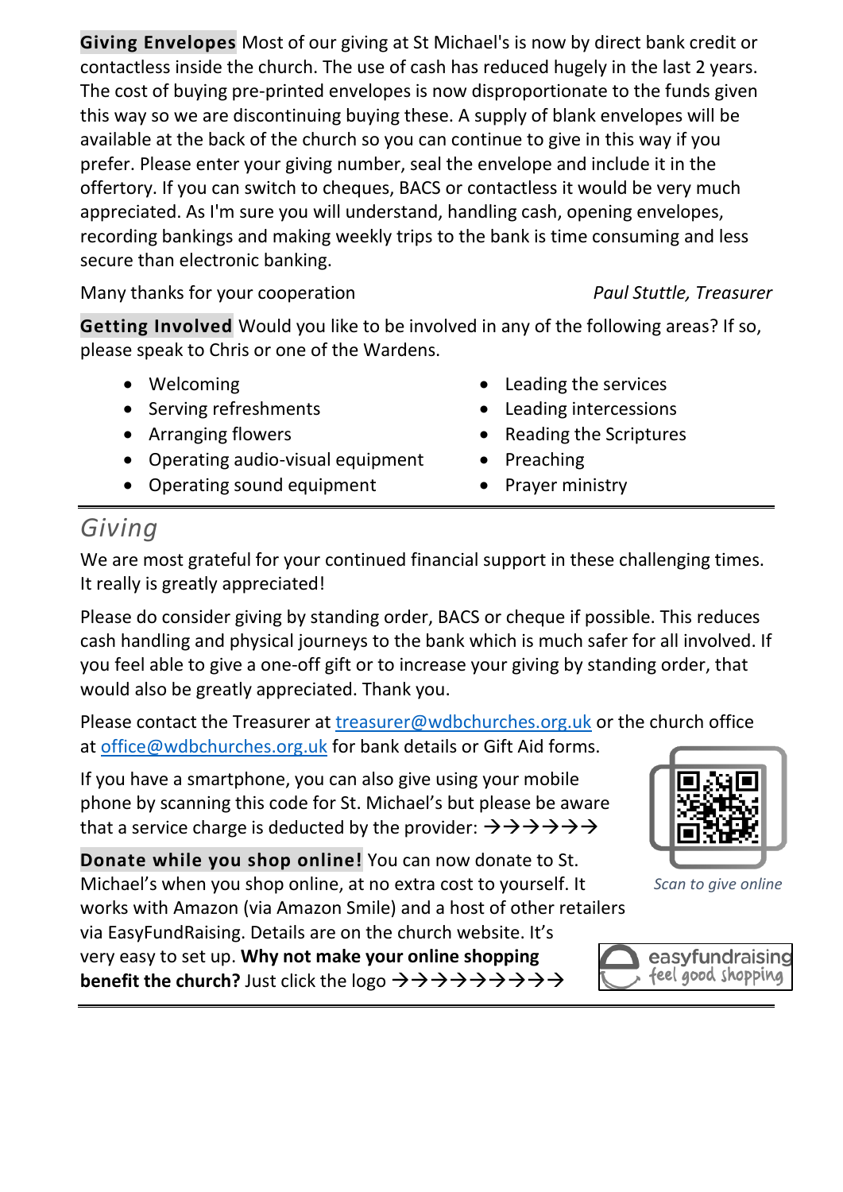**Giving Envelopes** Most of our giving at St Michael's is now by direct bank credit or contactless inside the church. The use of cash has reduced hugely in the last 2 years. The cost of buying pre-printed envelopes is now disproportionate to the funds given this way so we are discontinuing buying these. A supply of blank envelopes will be available at the back of the church so you can continue to give in this way if you prefer. Please enter your giving number, seal the envelope and include it in the offertory. If you can switch to cheques, BACS or contactless it would be very much appreciated. As I'm sure you will understand, handling cash, opening envelopes, recording bankings and making weekly trips to the bank is time consuming and less secure than electronic banking.

Many thanks for your cooperation *Paul Stuttle, Treasurer*

**Getting Involved** Would you like to be involved in any of the following areas? If so, please speak to Chris or one of the Wardens.

- Welcoming
- Serving refreshments
- Arranging flowers
- Operating audio-visual equipment
- Operating sound equipment
- Leading the services
- Leading intercessions
- Reading the Scriptures
- Preaching
- Prayer ministry

## Giving

We are most grateful for your continued financial support in these challenging times. It really is greatly appreciated!

Please do consider giving by standing order, BACS or cheque if possible. This reduces cash handling and physical journeys to the bank which is much safer for all involved. If you feel able to give a one-off gift or to increase your giving by standing order, that would also be greatly appreciated. Thank you.

Please contact the Treasurer at treasurer@wdbchurches.org.uk or the church office at office@wdbchurches.org.uk for bank details or Gift Aid forms.

If you have a smartphone, you can also give using your mobile phone by scanning this code for St. Michael's but please be aware that a service charge is deducted by the provider: →→→→→→

*Scan to give online*

**Donate while you shop online!** You can now donate to St. Michael's when you shop online, at no extra cost to yourself. It works with Amazon (via Amazon Smile) and a host of other retailers via EasyFundRaising. Details are on the church website. It's very easy to set up. **Why not make your online shopping benefit the church?** Just click the logo →→→→→→→→→

easyfundraising feel good shopping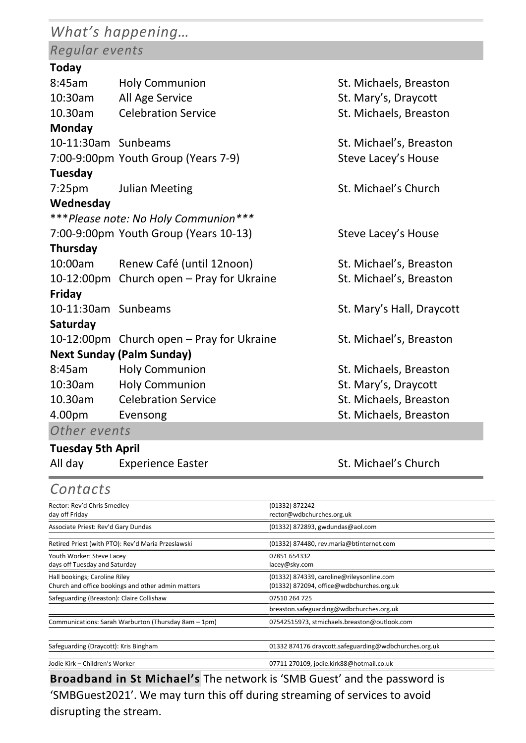## *What's happening…*

### *Regular events*

| | | |
|---|---|---|
| **Today** | | |
| 8:45am | Holy Communion | St. Michaels, Breaston |
| 10:30am | All Age Service | St. Mary's, Draycott |
| 10.30am | Celebration Service | St. Michaels, Breaston |
| **Monday** | | |
| 10-11:30am | Sunbeams | St. Michael's, Breaston |
| 7:00-9:00pm | Youth Group (Years 7-9) | Steve Lacey's House |
| **Tuesday** | | |
| 7:25pm | Julian Meeting | St. Michael's Church |
| **Wednesday** | | |
| ****Please note: No Holy Communion**** | | |
| 7:00-9:00pm | Youth Group (Years 10-13) | Steve Lacey's House |
| **Thursday** | | |
| 10:00am | Renew Café (until 12noon) | St. Michael's, Breaston |
| 10-12:00pm | Church open – Pray for Ukraine | St. Michael's, Breaston |
| **Friday** | | |
| 10-11:30am | Sunbeams | St. Mary's Hall, Draycott |
| **Saturday** | | |
| 10-12:00pm | Church open – Pray for Ukraine | St. Michael's, Breaston |
| **Next Sunday (Palm Sunday)** | | |
| 8:45am | Holy Communion | St. Michaels, Breaston |
| 10:30am | Holy Communion | St. Mary's, Draycott |
| 10.30am | Celebration Service | St. Michaels, Breaston |
| 4.00pm | Evensong | St. Michaels, Breaston |

### *Other events*

| | | |
|---|---|---|
| **Tuesday 5th April** | | |
| All day | Experience Easter | St. Michael's Church |

## *Contacts*

| | |
|---|---|
| Rector: Rev'd Chris Smedley<br>day off Friday | (01332) 872242<br>rector@wdbchurches.org.uk |
| Associate Priest: Rev'd Gary Dundas | (01332) 872893, gwdundas@aol.com |
| Retired Priest (with PTO): Rev'd Maria Przeslawski | (01332) 874480, rev.maria@btinternet.com |
| Youth Worker: Steve Lacey<br>days off Tuesday and Saturday | 07851 654332<br>lacey@sky.com |
| Hall bookings; Caroline Riley<br>Church and office bookings and other admin matters | (01332) 874339, caroline@rileysonline.com<br>(01332) 872094, office@wdbchurches.org.uk |
| Safeguarding (Breaston): Claire Collishaw | 07510 264 725 |
| | breaston.safeguarding@wdbchurches.org.uk |
| Communications: Sarah Warburton (Thursday 8am – 1pm) | 07542515973, stmichaels.breaston@outlook.com |
| Safeguarding (Draycott): Kris Bingham | 01332 874176 draycott.safeguarding@wdbchurches.org.uk |
| Jodie Kirk – Children's Worker | 07711 270109, jodie.kirk88@hotmail.co.uk |

**Broadband in St Michael's** The network is 'SMB Guest' and the password is 'SMBGuest2021'. We may turn this off during streaming of services to avoid disrupting the stream.